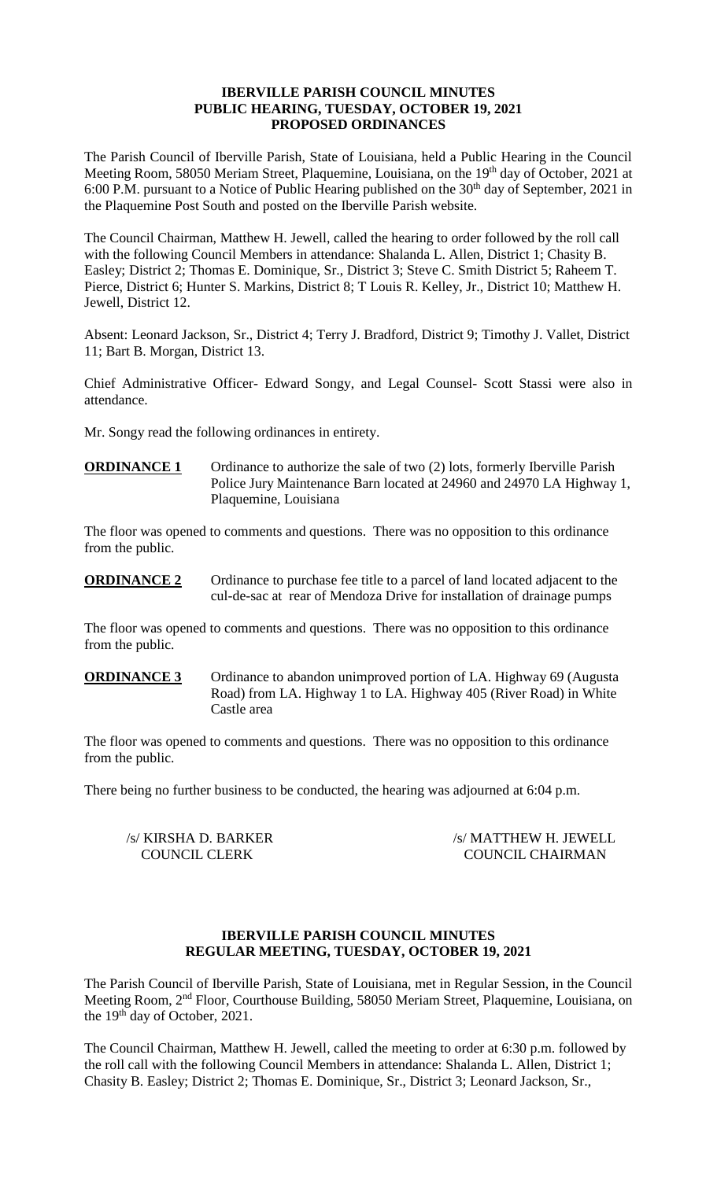## IBERVILLE PARISH COUNCIL MINUTES
## PUBLIC HEARING, TUESDAY, OCTOBER 19, 2021
## PROPOSED ORDINANCES

The Parish Council of Iberville Parish, State of Louisiana, held a Public Hearing in the Council Meeting Room, 58050 Meriam Street, Plaquemine, Louisiana, on the 19th day of October, 2021 at 6:00 P.M. pursuant to a Notice of Public Hearing published on the 30th day of September, 2021 in the Plaquemine Post South and posted on the Iberville Parish website.

The Council Chairman, Matthew H. Jewell, called the hearing to order followed by the roll call with the following Council Members in attendance: Shalanda L. Allen, District 1; Chasity B. Easley; District 2; Thomas E. Dominique, Sr., District 3; Steve C. Smith District 5; Raheem T. Pierce, District 6; Hunter S. Markins, District 8; T Louis R. Kelley, Jr., District 10; Matthew H. Jewell, District 12.

Absent: Leonard Jackson, Sr., District 4; Terry J. Bradford, District 9; Timothy J. Vallet, District 11; Bart B. Morgan, District 13.

Chief Administrative Officer- Edward Songy, and Legal Counsel- Scott Stassi were also in attendance.

Mr. Songy read the following ordinances in entirety.

**ORDINANCE 1** Ordinance to authorize the sale of two (2) lots, formerly Iberville Parish Police Jury Maintenance Barn located at 24960 and 24970 LA Highway 1, Plaquemine, Louisiana

The floor was opened to comments and questions. There was no opposition to this ordinance from the public.

**ORDINANCE 2** Ordinance to purchase fee title to a parcel of land located adjacent to the cul-de-sac at rear of Mendoza Drive for installation of drainage pumps

The floor was opened to comments and questions. There was no opposition to this ordinance from the public.

**ORDINANCE 3** Ordinance to abandon unimproved portion of LA. Highway 69 (Augusta Road) from LA. Highway 1 to LA. Highway 405 (River Road) in White Castle area

The floor was opened to comments and questions. There was no opposition to this ordinance from the public.

There being no further business to be conducted, the hearing was adjourned at 6:04 p.m.

/s/ KIRSHA D. BARKER
COUNCIL CLERK

/s/ MATTHEW H. JEWELL
COUNCIL CHAIRMAN

## IBERVILLE PARISH COUNCIL MINUTES
## REGULAR MEETING, TUESDAY, OCTOBER 19, 2021

The Parish Council of Iberville Parish, State of Louisiana, met in Regular Session, in the Council Meeting Room, 2nd Floor, Courthouse Building, 58050 Meriam Street, Plaquemine, Louisiana, on the 19th day of October, 2021.

The Council Chairman, Matthew H. Jewell, called the meeting to order at 6:30 p.m. followed by the roll call with the following Council Members in attendance: Shalanda L. Allen, District 1; Chasity B. Easley; District 2; Thomas E. Dominique, Sr., District 3; Leonard Jackson, Sr.,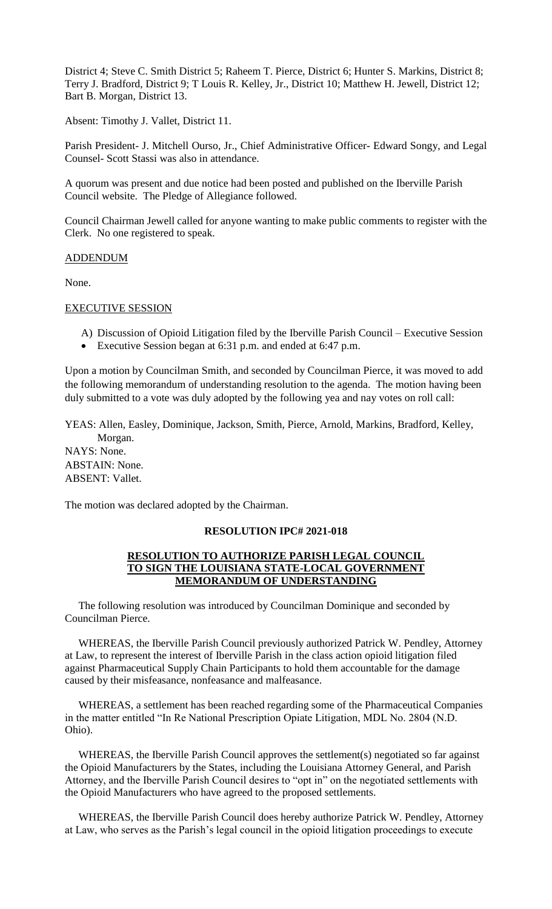District 4; Steve C. Smith District 5; Raheem T. Pierce, District 6; Hunter S. Markins, District 8; Terry J. Bradford, District 9; T Louis R. Kelley, Jr., District 10; Matthew H. Jewell, District 12; Bart B. Morgan, District 13.

Absent: Timothy J. Vallet, District 11.

Parish President- J. Mitchell Ourso, Jr., Chief Administrative Officer- Edward Songy, and Legal Counsel- Scott Stassi was also in attendance.

A quorum was present and due notice had been posted and published on the Iberville Parish Council website. The Pledge of Allegiance followed.

Council Chairman Jewell called for anyone wanting to make public comments to register with the Clerk. No one registered to speak.

ADDENDUM

None.

EXECUTIVE SESSION

A) Discussion of Opioid Litigation filed by the Iberville Parish Council – Executive Session

- Executive Session began at 6:31 p.m. and ended at 6:47 p.m.

Upon a motion by Councilman Smith, and seconded by Councilman Pierce, it was moved to add the following memorandum of understanding resolution to the agenda. The motion having been duly submitted to a vote was duly adopted by the following yea and nay votes on roll call:

YEAS: Allen, Easley, Dominique, Jackson, Smith, Pierce, Arnold, Markins, Bradford, Kelley, Morgan.
NAYS: None.
ABSTAIN: None.
ABSENT: Vallet.

The motion was declared adopted by the Chairman.

**RESOLUTION IPC# 2021-018**

**RESOLUTION TO AUTHORIZE PARISH LEGAL COUNCIL TO SIGN THE LOUISIANA STATE-LOCAL GOVERNMENT MEMORANDUM OF UNDERSTANDING**

The following resolution was introduced by Councilman Dominique and seconded by Councilman Pierce.

WHEREAS, the Iberville Parish Council previously authorized Patrick W. Pendley, Attorney at Law, to represent the interest of Iberville Parish in the class action opioid litigation filed against Pharmaceutical Supply Chain Participants to hold them accountable for the damage caused by their misfeasance, nonfeasance and malfeasance.

WHEREAS, a settlement has been reached regarding some of the Pharmaceutical Companies in the matter entitled "In Re National Prescription Opiate Litigation, MDL No. 2804 (N.D. Ohio).

WHEREAS, the Iberville Parish Council approves the settlement(s) negotiated so far against the Opioid Manufacturers by the States, including the Louisiana Attorney General, and Parish Attorney, and the Iberville Parish Council desires to "opt in" on the negotiated settlements with the Opioid Manufacturers who have agreed to the proposed settlements.

WHEREAS, the Iberville Parish Council does hereby authorize Patrick W. Pendley, Attorney at Law, who serves as the Parish's legal council in the opioid litigation proceedings to execute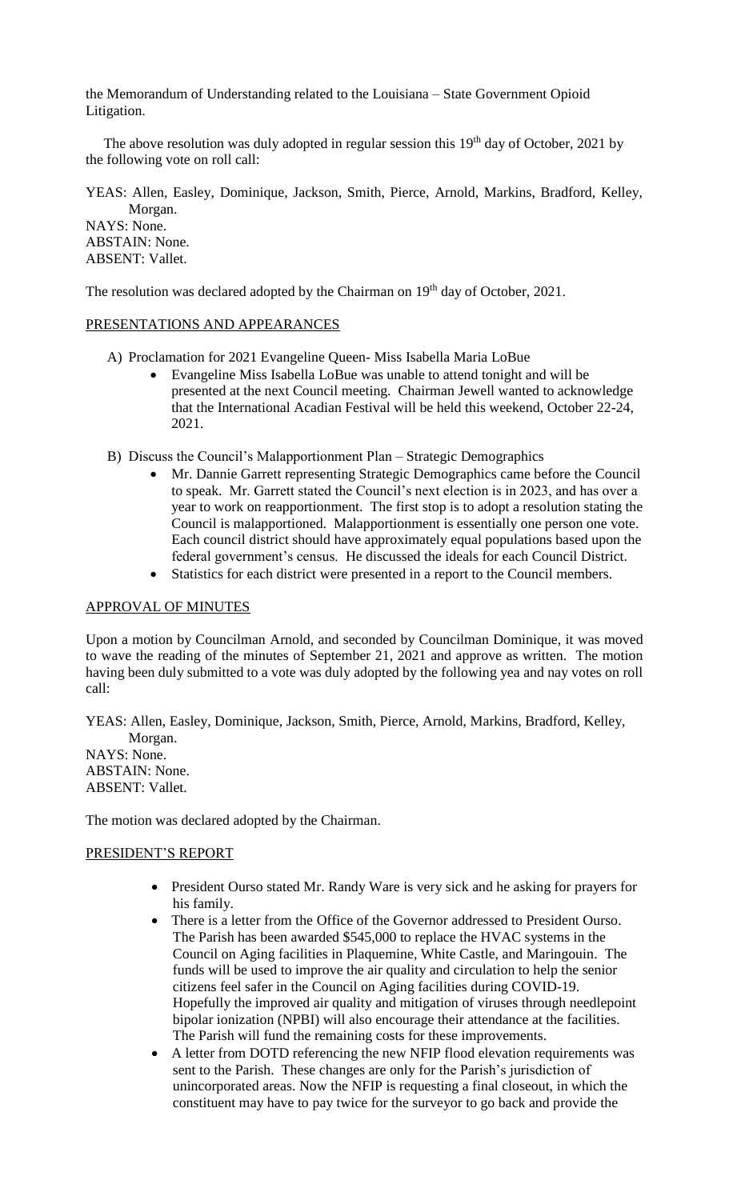the Memorandum of Understanding related to the Louisiana – State Government Opioid Litigation.

The above resolution was duly adopted in regular session this 19th day of October, 2021 by the following vote on roll call:

YEAS: Allen, Easley, Dominique, Jackson, Smith, Pierce, Arnold, Markins, Bradford, Kelley, Morgan.
NAYS: None.
ABSTAIN: None.
ABSENT: Vallet.

The resolution was declared adopted by the Chairman on 19th day of October, 2021.

## PRESENTATIONS AND APPEARANCES

A) Proclamation for 2021 Evangeline Queen- Miss Isabella Maria LoBue
   - Evangeline Miss Isabella LoBue was unable to attend tonight and will be presented at the next Council meeting. Chairman Jewell wanted to acknowledge that the International Acadian Festival will be held this weekend, October 22-24, 2021.

B) Discuss the Council's Malapportionment Plan – Strategic Demographics
   - Mr. Dannie Garrett representing Strategic Demographics came before the Council to speak. Mr. Garrett stated the Council's next election is in 2023, and has over a year to work on reapportionment. The first stop is to adopt a resolution stating the Council is malapportioned. Malapportionment is essentially one person one vote. Each council district should have approximately equal populations based upon the federal government's census. He discussed the ideals for each Council District.
   - Statistics for each district were presented in a report to the Council members.

## APPROVAL OF MINUTES

Upon a motion by Councilman Arnold, and seconded by Councilman Dominique, it was moved to wave the reading of the minutes of September 21, 2021 and approve as written. The motion having been duly submitted to a vote was duly adopted by the following yea and nay votes on roll call:

YEAS: Allen, Easley, Dominique, Jackson, Smith, Pierce, Arnold, Markins, Bradford, Kelley, Morgan.
NAYS: None.
ABSTAIN: None.
ABSENT: Vallet.

The motion was declared adopted by the Chairman.

## PRESIDENT'S REPORT

- President Ourso stated Mr. Randy Ware is very sick and he asking for prayers for his family.
- There is a letter from the Office of the Governor addressed to President Ourso. The Parish has been awarded $545,000 to replace the HVAC systems in the Council on Aging facilities in Plaquemine, White Castle, and Maringouin. The funds will be used to improve the air quality and circulation to help the senior citizens feel safer in the Council on Aging facilities during COVID-19. Hopefully the improved air quality and mitigation of viruses through needlepoint bipolar ionization (NPBI) will also encourage their attendance at the facilities. The Parish will fund the remaining costs for these improvements.
- A letter from DOTD referencing the new NFIP flood elevation requirements was sent to the Parish. These changes are only for the Parish's jurisdiction of unincorporated areas. Now the NFIP is requesting a final closeout, in which the constituent may have to pay twice for the surveyor to go back and provide the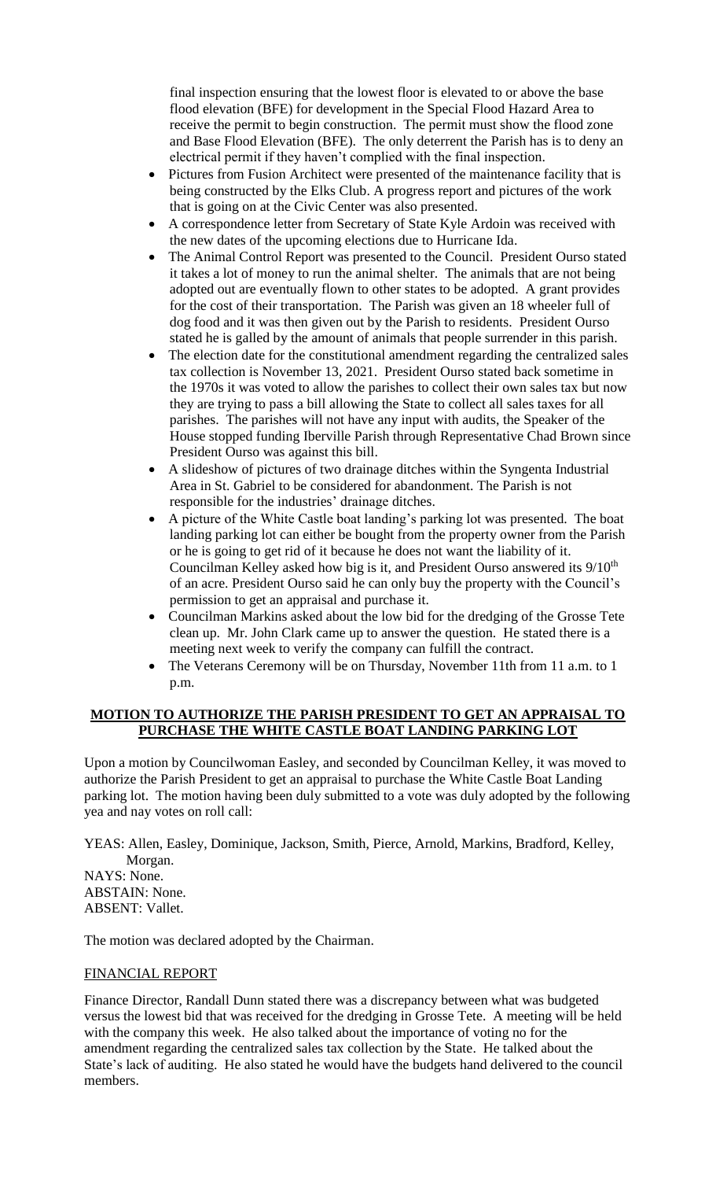final inspection ensuring that the lowest floor is elevated to or above the base flood elevation (BFE) for development in the Special Flood Hazard Area to receive the permit to begin construction. The permit must show the flood zone and Base Flood Elevation (BFE). The only deterrent the Parish has is to deny an electrical permit if they haven't complied with the final inspection.

- Pictures from Fusion Architect were presented of the maintenance facility that is being constructed by the Elks Club. A progress report and pictures of the work that is going on at the Civic Center was also presented.
- A correspondence letter from Secretary of State Kyle Ardoin was received with the new dates of the upcoming elections due to Hurricane Ida.
- The Animal Control Report was presented to the Council. President Ourso stated it takes a lot of money to run the animal shelter. The animals that are not being adopted out are eventually flown to other states to be adopted. A grant provides for the cost of their transportation. The Parish was given an 18 wheeler full of dog food and it was then given out by the Parish to residents. President Ourso stated he is galled by the amount of animals that people surrender in this parish.
- The election date for the constitutional amendment regarding the centralized sales tax collection is November 13, 2021. President Ourso stated back sometime in the 1970s it was voted to allow the parishes to collect their own sales tax but now they are trying to pass a bill allowing the State to collect all sales taxes for all parishes. The parishes will not have any input with audits, the Speaker of the House stopped funding Iberville Parish through Representative Chad Brown since President Ourso was against this bill.
- A slideshow of pictures of two drainage ditches within the Syngenta Industrial Area in St. Gabriel to be considered for abandonment. The Parish is not responsible for the industries' drainage ditches.
- A picture of the White Castle boat landing's parking lot was presented. The boat landing parking lot can either be bought from the property owner from the Parish or he is going to get rid of it because he does not want the liability of it. Councilman Kelley asked how big is it, and President Ourso answered its 9/10th of an acre. President Ourso said he can only buy the property with the Council's permission to get an appraisal and purchase it.
- Councilman Markins asked about the low bid for the dredging of the Grosse Tete clean up. Mr. John Clark came up to answer the question. He stated there is a meeting next week to verify the company can fulfill the contract.
- The Veterans Ceremony will be on Thursday, November 11th from 11 a.m. to 1 p.m.

**MOTION TO AUTHORIZE THE PARISH PRESIDENT TO GET AN APPRAISAL TO PURCHASE THE WHITE CASTLE BOAT LANDING PARKING LOT**

Upon a motion by Councilwoman Easley, and seconded by Councilman Kelley, it was moved to authorize the Parish President to get an appraisal to purchase the White Castle Boat Landing parking lot. The motion having been duly submitted to a vote was duly adopted by the following yea and nay votes on roll call:

YEAS: Allen, Easley, Dominique, Jackson, Smith, Pierce, Arnold, Markins, Bradford, Kelley, Morgan.
NAYS: None.
ABSTAIN: None.
ABSENT: Vallet.

The motion was declared adopted by the Chairman.

FINANCIAL REPORT

Finance Director, Randall Dunn stated there was a discrepancy between what was budgeted versus the lowest bid that was received for the dredging in Grosse Tete. A meeting will be held with the company this week. He also talked about the importance of voting no for the amendment regarding the centralized sales tax collection by the State. He talked about the State's lack of auditing. He also stated he would have the budgets hand delivered to the council members.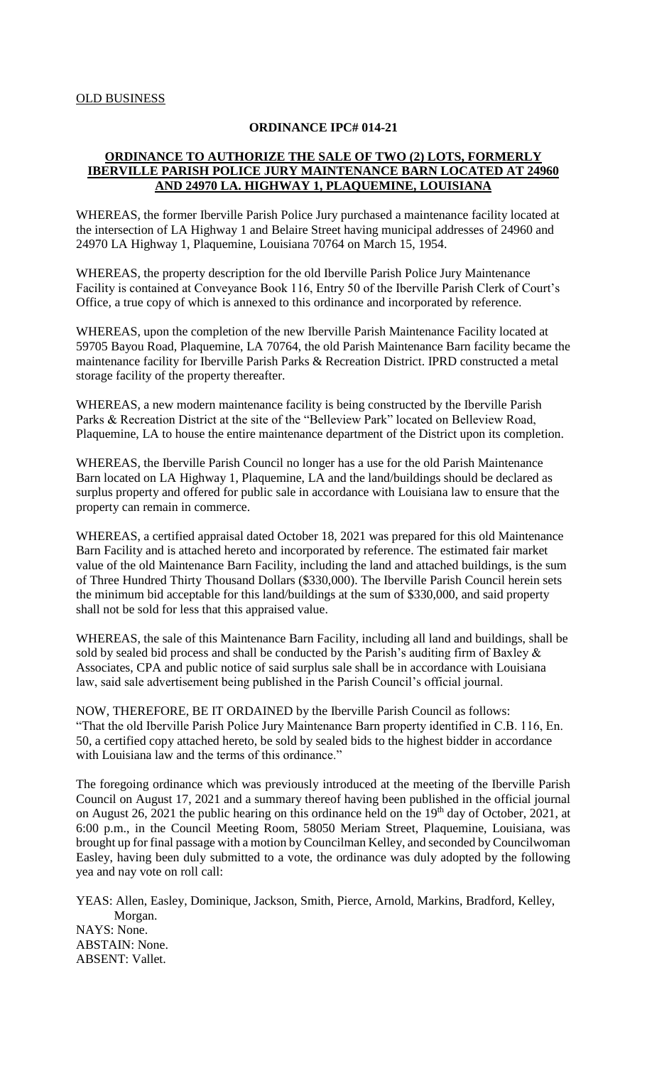OLD BUSINESS

## ORDINANCE IPC# 014-21

**ORDINANCE TO AUTHORIZE THE SALE OF TWO (2) LOTS, FORMERLY IBERVILLE PARISH POLICE JURY MAINTENANCE BARN LOCATED AT 24960 AND 24970 LA. HIGHWAY 1, PLAQUEMINE, LOUISIANA**

WHEREAS, the former Iberville Parish Police Jury purchased a maintenance facility located at the intersection of LA Highway 1 and Belaire Street having municipal addresses of 24960 and 24970 LA Highway 1, Plaquemine, Louisiana 70764 on March 15, 1954.

WHEREAS, the property description for the old Iberville Parish Police Jury Maintenance Facility is contained at Conveyance Book 116, Entry 50 of the Iberville Parish Clerk of Court's Office, a true copy of which is annexed to this ordinance and incorporated by reference.

WHEREAS, upon the completion of the new Iberville Parish Maintenance Facility located at 59705 Bayou Road, Plaquemine, LA 70764, the old Parish Maintenance Barn facility became the maintenance facility for Iberville Parish Parks & Recreation District. IPRD constructed a metal storage facility of the property thereafter.

WHEREAS, a new modern maintenance facility is being constructed by the Iberville Parish Parks & Recreation District at the site of the "Belleview Park" located on Belleview Road, Plaquemine, LA to house the entire maintenance department of the District upon its completion.

WHEREAS, the Iberville Parish Council no longer has a use for the old Parish Maintenance Barn located on LA Highway 1, Plaquemine, LA and the land/buildings should be declared as surplus property and offered for public sale in accordance with Louisiana law to ensure that the property can remain in commerce.

WHEREAS, a certified appraisal dated October 18, 2021 was prepared for this old Maintenance Barn Facility and is attached hereto and incorporated by reference. The estimated fair market value of the old Maintenance Barn Facility, including the land and attached buildings, is the sum of Three Hundred Thirty Thousand Dollars ($330,000). The Iberville Parish Council herein sets the minimum bid acceptable for this land/buildings at the sum of $330,000, and said property shall not be sold for less that this appraised value.

WHEREAS, the sale of this Maintenance Barn Facility, including all land and buildings, shall be sold by sealed bid process and shall be conducted by the Parish's auditing firm of Baxley & Associates, CPA and public notice of said surplus sale shall be in accordance with Louisiana law, said sale advertisement being published in the Parish Council's official journal.

NOW, THEREFORE, BE IT ORDAINED by the Iberville Parish Council as follows: "That the old Iberville Parish Police Jury Maintenance Barn property identified in C.B. 116, En. 50, a certified copy attached hereto, be sold by sealed bids to the highest bidder in accordance with Louisiana law and the terms of this ordinance."

The foregoing ordinance which was previously introduced at the meeting of the Iberville Parish Council on August 17, 2021 and a summary thereof having been published in the official journal on August 26, 2021 the public hearing on this ordinance held on the 19th day of October, 2021, at 6:00 p.m., in the Council Meeting Room, 58050 Meriam Street, Plaquemine, Louisiana, was brought up for final passage with a motion by Councilman Kelley, and seconded by Councilwoman Easley, having been duly submitted to a vote, the ordinance was duly adopted by the following yea and nay vote on roll call:

YEAS: Allen, Easley, Dominique, Jackson, Smith, Pierce, Arnold, Markins, Bradford, Kelley, Morgan.
NAYS: None.
ABSTAIN: None.
ABSENT: Vallet.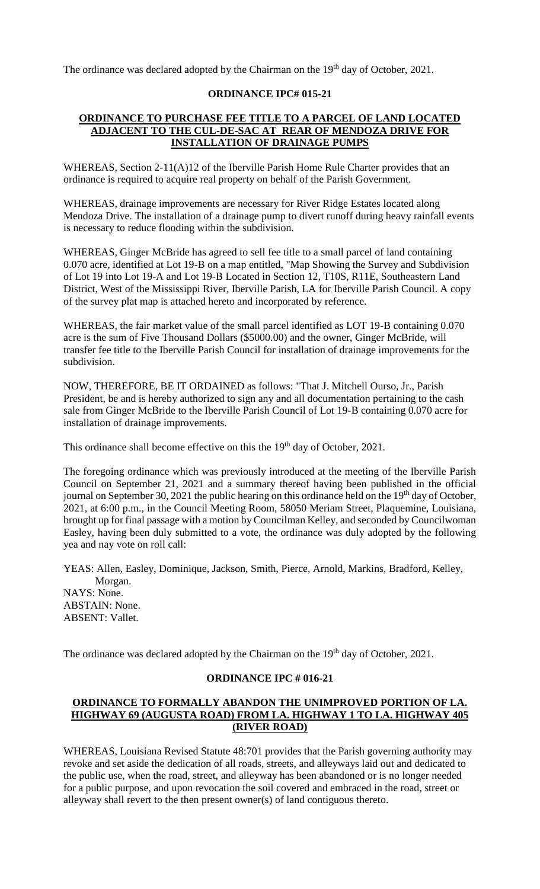The ordinance was declared adopted by the Chairman on the 19th day of October, 2021.

## ORDINANCE IPC# 015-21

### ORDINANCE TO PURCHASE FEE TITLE TO A PARCEL OF LAND LOCATED ADJACENT TO THE CUL-DE-SAC AT REAR OF MENDOZA DRIVE FOR INSTALLATION OF DRAINAGE PUMPS

WHEREAS, Section 2-11(A)12 of the Iberville Parish Home Rule Charter provides that an ordinance is required to acquire real property on behalf of the Parish Government.

WHEREAS, drainage improvements are necessary for River Ridge Estates located along Mendoza Drive. The installation of a drainage pump to divert runoff during heavy rainfall events is necessary to reduce flooding within the subdivision.

WHEREAS, Ginger McBride has agreed to sell fee title to a small parcel of land containing 0.070 acre, identified at Lot 19-B on a map entitled, "Map Showing the Survey and Subdivision of Lot 19 into Lot 19-A and Lot 19-B Located in Section 12, T10S, R11E, Southeastern Land District, West of the Mississippi River, Iberville Parish, LA for Iberville Parish Council. A copy of the survey plat map is attached hereto and incorporated by reference.

WHEREAS, the fair market value of the small parcel identified as LOT 19-B containing 0.070 acre is the sum of Five Thousand Dollars ($5000.00) and the owner, Ginger McBride, will transfer fee title to the Iberville Parish Council for installation of drainage improvements for the subdivision.

NOW, THEREFORE, BE IT ORDAINED as follows: "That J. Mitchell Ourso, Jr., Parish President, be and is hereby authorized to sign any and all documentation pertaining to the cash sale from Ginger McBride to the Iberville Parish Council of Lot 19-B containing 0.070 acre for installation of drainage improvements.

This ordinance shall become effective on this the 19th day of October, 2021.

The foregoing ordinance which was previously introduced at the meeting of the Iberville Parish Council on September 21, 2021 and a summary thereof having been published in the official journal on September 30, 2021 the public hearing on this ordinance held on the 19th day of October, 2021, at 6:00 p.m., in the Council Meeting Room, 58050 Meriam Street, Plaquemine, Louisiana, brought up for final passage with a motion by Councilman Kelley, and seconded by Councilwoman Easley, having been duly submitted to a vote, the ordinance was duly adopted by the following yea and nay vote on roll call:

YEAS: Allen, Easley, Dominique, Jackson, Smith, Pierce, Arnold, Markins, Bradford, Kelley, Morgan.
NAYS: None.
ABSTAIN: None.
ABSENT: Vallet.

The ordinance was declared adopted by the Chairman on the 19th day of October, 2021.

## ORDINANCE IPC # 016-21

### ORDINANCE TO FORMALLY ABANDON THE UNIMPROVED PORTION OF LA. HIGHWAY 69 (AUGUSTA ROAD) FROM LA. HIGHWAY 1 TO LA. HIGHWAY 405 (RIVER ROAD)

WHEREAS, Louisiana Revised Statute 48:701 provides that the Parish governing authority may revoke and set aside the dedication of all roads, streets, and alleyways laid out and dedicated to the public use, when the road, street, and alleyway has been abandoned or is no longer needed for a public purpose, and upon revocation the soil covered and embraced in the road, street or alleyway shall revert to the then present owner(s) of land contiguous thereto.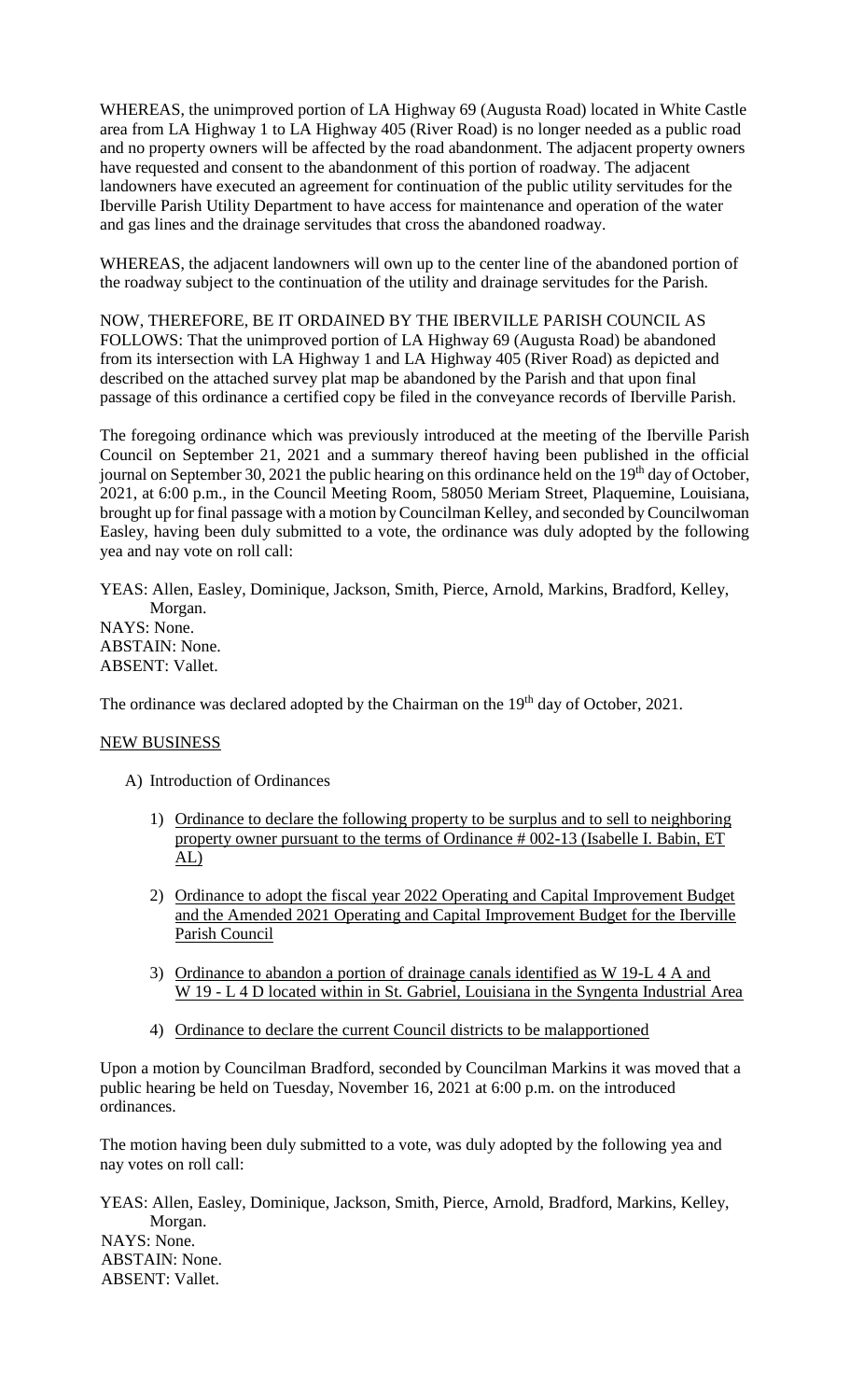WHEREAS, the unimproved portion of LA Highway 69 (Augusta Road) located in White Castle area from LA Highway 1 to LA Highway 405 (River Road) is no longer needed as a public road and no property owners will be affected by the road abandonment. The adjacent property owners have requested and consent to the abandonment of this portion of roadway. The adjacent landowners have executed an agreement for continuation of the public utility servitudes for the Iberville Parish Utility Department to have access for maintenance and operation of the water and gas lines and the drainage servitudes that cross the abandoned roadway.

WHEREAS, the adjacent landowners will own up to the center line of the abandoned portion of the roadway subject to the continuation of the utility and drainage servitudes for the Parish.

NOW, THEREFORE, BE IT ORDAINED BY THE IBERVILLE PARISH COUNCIL AS FOLLOWS: That the unimproved portion of LA Highway 69 (Augusta Road) be abandoned from its intersection with LA Highway 1 and LA Highway 405 (River Road) as depicted and described on the attached survey plat map be abandoned by the Parish and that upon final passage of this ordinance a certified copy be filed in the conveyance records of Iberville Parish.

The foregoing ordinance which was previously introduced at the meeting of the Iberville Parish Council on September 21, 2021 and a summary thereof having been published in the official journal on September 30, 2021 the public hearing on this ordinance held on the 19th day of October, 2021, at 6:00 p.m., in the Council Meeting Room, 58050 Meriam Street, Plaquemine, Louisiana, brought up for final passage with a motion by Councilman Kelley, and seconded by Councilwoman Easley, having been duly submitted to a vote, the ordinance was duly adopted by the following yea and nay vote on roll call:

YEAS: Allen, Easley, Dominique, Jackson, Smith, Pierce, Arnold, Markins, Bradford, Kelley, Morgan.
NAYS: None.
ABSTAIN: None.
ABSENT: Vallet.

The ordinance was declared adopted by the Chairman on the 19th day of October, 2021.

## NEW BUSINESS

A) Introduction of Ordinances

1) Ordinance to declare the following property to be surplus and to sell to neighboring property owner pursuant to the terms of Ordinance # 002-13 (Isabelle I. Babin, ET AL)
2) Ordinance to adopt the fiscal year 2022 Operating and Capital Improvement Budget and the Amended 2021 Operating and Capital Improvement Budget for the Iberville Parish Council
3) Ordinance to abandon a portion of drainage canals identified as W 19-L 4 A and W 19 - L 4 D located within in St. Gabriel, Louisiana in the Syngenta Industrial Area
4) Ordinance to declare the current Council districts to be malapportioned

Upon a motion by Councilman Bradford, seconded by Councilman Markins it was moved that a public hearing be held on Tuesday, November 16, 2021 at 6:00 p.m. on the introduced ordinances.

The motion having been duly submitted to a vote, was duly adopted by the following yea and nay votes on roll call:

YEAS: Allen, Easley, Dominique, Jackson, Smith, Pierce, Arnold, Bradford, Markins, Kelley, Morgan.
NAYS: None.
ABSTAIN: None.
ABSENT: Vallet.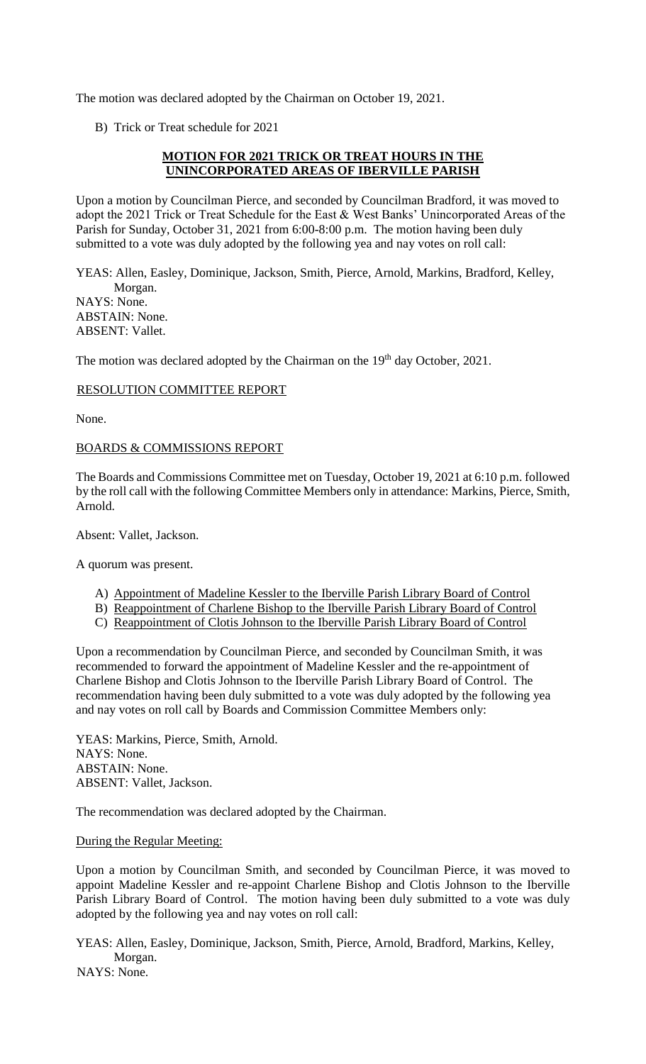The motion was declared adopted by the Chairman on October 19, 2021.

B) Trick or Treat schedule for 2021

**MOTION FOR 2021 TRICK OR TREAT HOURS IN THE UNINCORPORATED AREAS OF IBERVILLE PARISH**

Upon a motion by Councilman Pierce, and seconded by Councilman Bradford, it was moved to adopt the 2021 Trick or Treat Schedule for the East & West Banks' Unincorporated Areas of the Parish for Sunday, October 31, 2021 from 6:00-8:00 p.m. The motion having been duly submitted to a vote was duly adopted by the following yea and nay votes on roll call:

YEAS: Allen, Easley, Dominique, Jackson, Smith, Pierce, Arnold, Markins, Bradford, Kelley, Morgan.
NAYS: None.
ABSTAIN: None.
ABSENT: Vallet.

The motion was declared adopted by the Chairman on the 19th day October, 2021.

RESOLUTION COMMITTEE REPORT

None.

BOARDS & COMMISSIONS REPORT

The Boards and Commissions Committee met on Tuesday, October 19, 2021 at 6:10 p.m. followed by the roll call with the following Committee Members only in attendance: Markins, Pierce, Smith, Arnold.

Absent: Vallet, Jackson.

A quorum was present.

A) Appointment of Madeline Kessler to the Iberville Parish Library Board of Control
B) Reappointment of Charlene Bishop to the Iberville Parish Library Board of Control
C) Reappointment of Clotis Johnson to the Iberville Parish Library Board of Control

Upon a recommendation by Councilman Pierce, and seconded by Councilman Smith, it was recommended to forward the appointment of Madeline Kessler and the re-appointment of Charlene Bishop and Clotis Johnson to the Iberville Parish Library Board of Control. The recommendation having been duly submitted to a vote was duly adopted by the following yea and nay votes on roll call by Boards and Commission Committee Members only:

YEAS: Markins, Pierce, Smith, Arnold.
NAYS: None.
ABSTAIN: None.
ABSENT: Vallet, Jackson.

The recommendation was declared adopted by the Chairman.

During the Regular Meeting:

Upon a motion by Councilman Smith, and seconded by Councilman Pierce, it was moved to appoint Madeline Kessler and re-appoint Charlene Bishop and Clotis Johnson to the Iberville Parish Library Board of Control. The motion having been duly submitted to a vote was duly adopted by the following yea and nay votes on roll call:

YEAS: Allen, Easley, Dominique, Jackson, Smith, Pierce, Arnold, Bradford, Markins, Kelley, Morgan.
NAYS: None.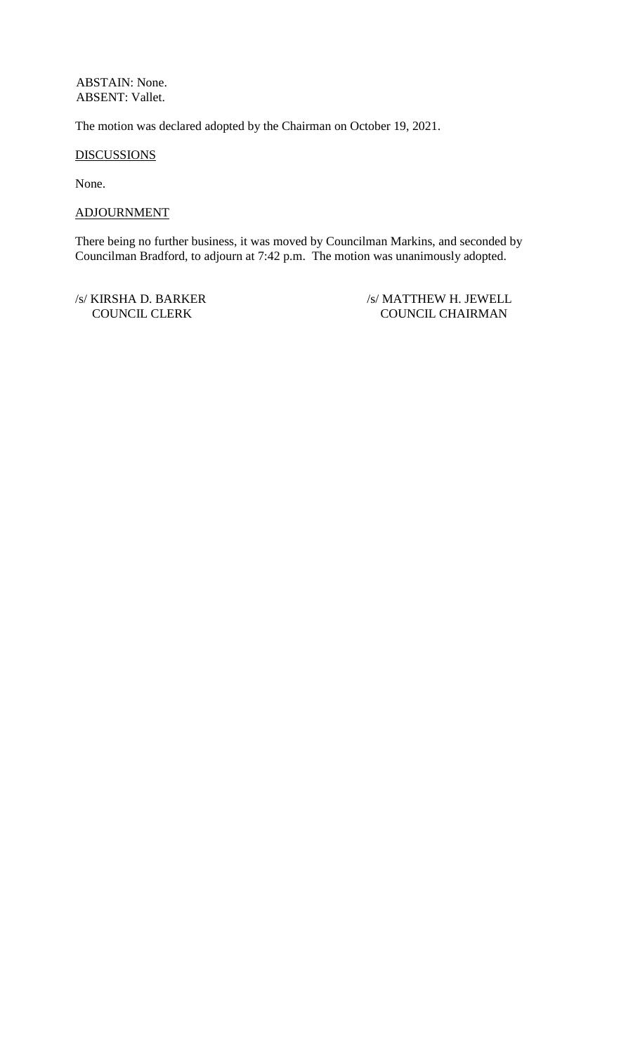ABSTAIN: None.
ABSENT: Vallet.

The motion was declared adopted by the Chairman on October 19, 2021.

DISCUSSIONS

None.

ADJOURNMENT

There being no further business, it was moved by Councilman Markins, and seconded by Councilman Bradford, to adjourn at 7:42 p.m. The motion was unanimously adopted.

| | |
|---|---|
| /s/ KIRSHA D. BARKER | /s/ MATTHEW H. JEWELL |
| COUNCIL CLERK | COUNCIL CHAIRMAN |